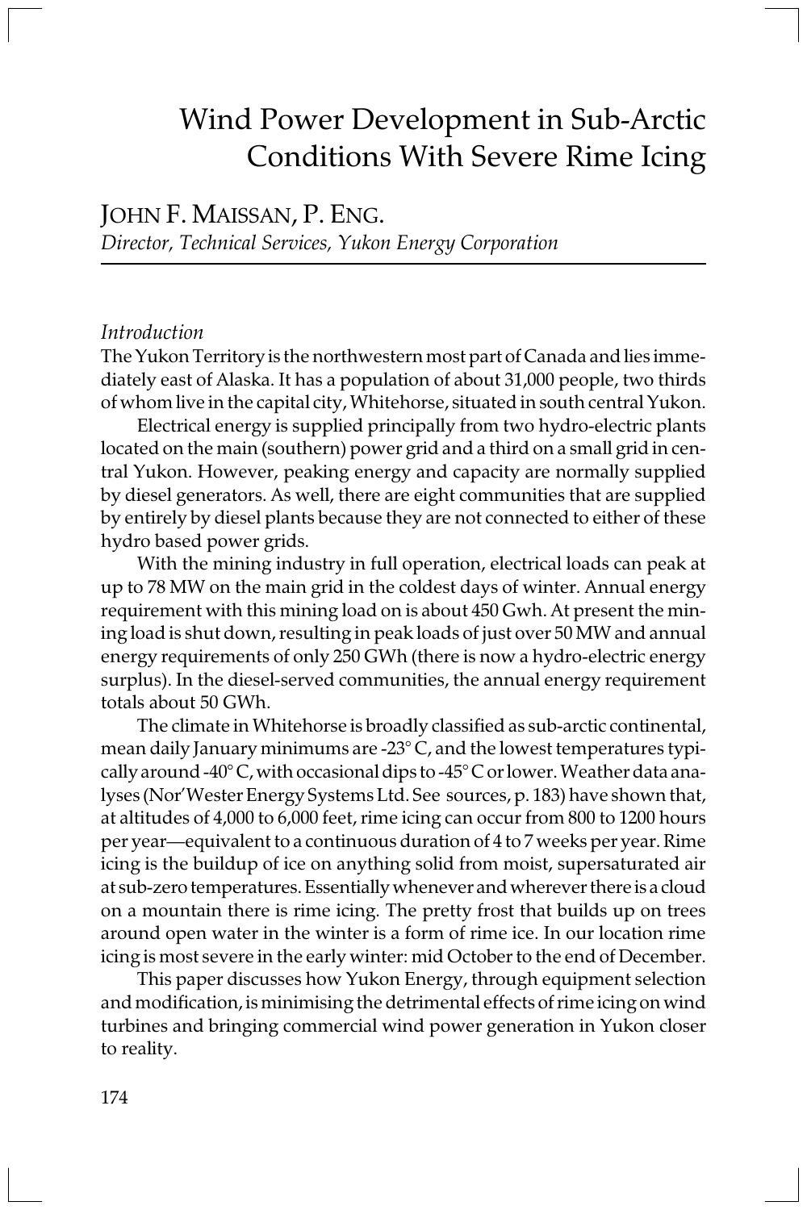# Wind Power Development in Sub-Arctic Conditions With Severe Rime Icing

JOHN F. MAISSAN, P. ENG.
*Director, Technical Services, Yukon Energy Corporation*

*Introduction*

The Yukon Territory is the northwestern most part of Canada and lies immediately east of Alaska. It has a population of about 31,000 people, two thirds of whom live in the capital city, Whitehorse, situated in south central Yukon.

Electrical energy is supplied principally from two hydro-electric plants located on the main (southern) power grid and a third on a small grid in central Yukon. However, peaking energy and capacity are normally supplied by diesel generators. As well, there are eight communities that are supplied by entirely by diesel plants because they are not connected to either of these hydro based power grids.

With the mining industry in full operation, electrical loads can peak at up to 78 MW on the main grid in the coldest days of winter. Annual energy requirement with this mining load on is about 450 Gwh. At present the mining load is shut down, resulting in peak loads of just over 50 MW and annual energy requirements of only 250 GWh (there is now a hydro-electric energy surplus). In the diesel-served communities, the annual energy requirement totals about 50 GWh.

The climate in Whitehorse is broadly classified as sub-arctic continental, mean daily January minimums are -23° C, and the lowest temperatures typically around -40° C, with occasional dips to -45° C or lower. Weather data analyses (Nor'Wester Energy Systems Ltd. See sources, p. 183) have shown that, at altitudes of 4,000 to 6,000 feet, rime icing can occur from 800 to 1200 hours per year—equivalent to a continuous duration of 4 to 7 weeks per year. Rime icing is the buildup of ice on anything solid from moist, supersaturated air at sub-zero temperatures. Essentially whenever and wherever there is a cloud on a mountain there is rime icing. The pretty frost that builds up on trees around open water in the winter is a form of rime ice. In our location rime icing is most severe in the early winter: mid October to the end of December.

This paper discusses how Yukon Energy, through equipment selection and modification, is minimising the detrimental effects of rime icing on wind turbines and bringing commercial wind power generation in Yukon closer to reality.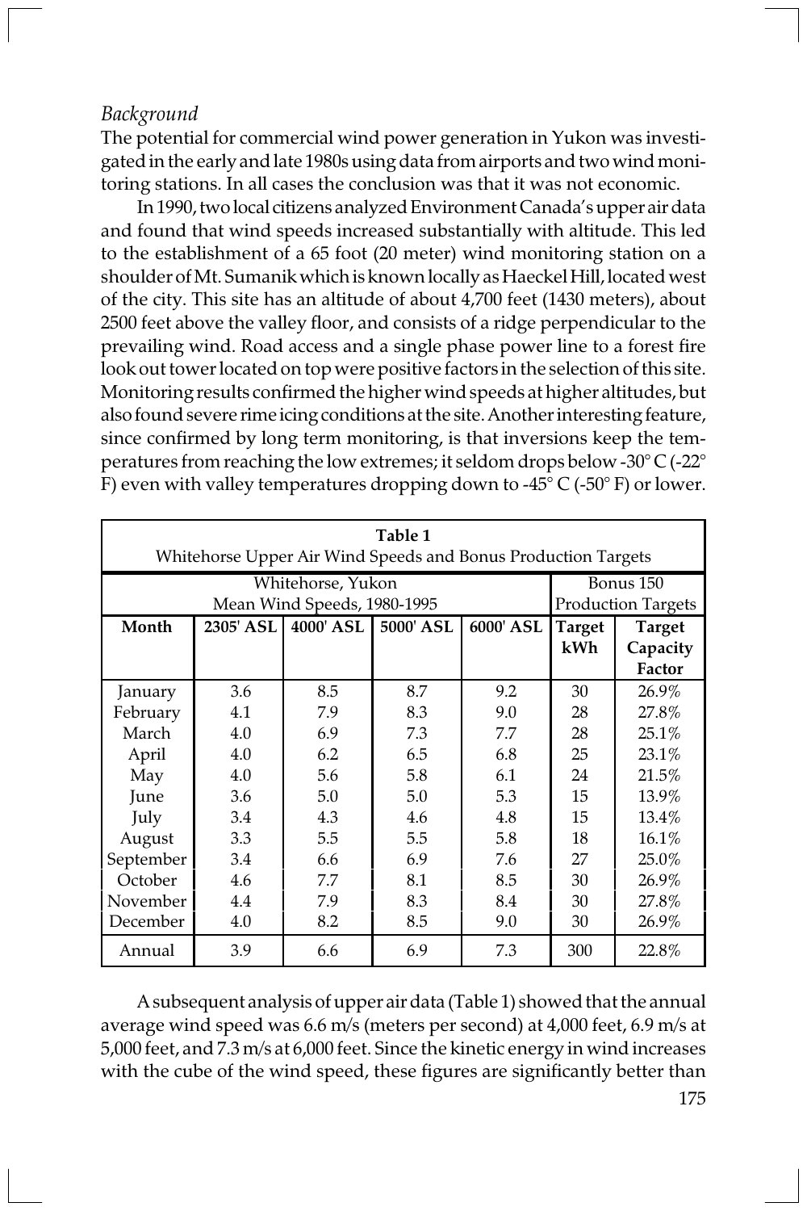*Background*

The potential for commercial wind power generation in Yukon was investigated in the early and late 1980s using data from airports and two wind monitoring stations. In all cases the conclusion was that it was not economic.

In 1990, two local citizens analyzed Environment Canada's upper air data and found that wind speeds increased substantially with altitude. This led to the establishment of a 65 foot (20 meter) wind monitoring station on a shoulder of Mt. Sumanik which is known locally as Haeckel Hill, located west of the city. This site has an altitude of about 4,700 feet (1430 meters), about 2500 feet above the valley floor, and consists of a ridge perpendicular to the prevailing wind. Road access and a single phase power line to a forest fire look out tower located on top were positive factors in the selection of this site. Monitoring results confirmed the higher wind speeds at higher altitudes, but also found severe rime icing conditions at the site. Another interesting feature, since confirmed by long term monitoring, is that inversions keep the temperatures from reaching the low extremes; it seldom drops below -30° C (-22° F) even with valley temperatures dropping down to -45° C (-50° F) or lower.

**Table 1**
Whitehorse Upper Air Wind Speeds and Bonus Production Targets

| Whitehorse, Yukon Mean Wind Speeds, 1980-1995 | | | | | Bonus 150 Production Targets | |
|---|---|---|---|---|---|---|
| **Month** | **2305' ASL** | **4000' ASL** | **5000' ASL** | **6000' ASL** | **Target kWh** | **Target Capacity Factor** |
| January | 3.6 | 8.5 | 8.7 | 9.2 | 30 | 26.9% |
| February | 4.1 | 7.9 | 8.3 | 9.0 | 28 | 27.8% |
| March | 4.0 | 6.9 | 7.3 | 7.7 | 28 | 25.1% |
| April | 4.0 | 6.2 | 6.5 | 6.8 | 25 | 23.1% |
| May | 4.0 | 5.6 | 5.8 | 6.1 | 24 | 21.5% |
| June | 3.6 | 5.0 | 5.0 | 5.3 | 15 | 13.9% |
| July | 3.4 | 4.3 | 4.6 | 4.8 | 15 | 13.4% |
| August | 3.3 | 5.5 | 5.5 | 5.8 | 18 | 16.1% |
| September | 3.4 | 6.6 | 6.9 | 7.6 | 27 | 25.0% |
| October | 4.6 | 7.7 | 8.1 | 8.5 | 30 | 26.9% |
| November | 4.4 | 7.9 | 8.3 | 8.4 | 30 | 27.8% |
| December | 4.0 | 8.2 | 8.5 | 9.0 | 30 | 26.9% |
| Annual | 3.9 | 6.6 | 6.9 | 7.3 | 300 | 22.8% |

A subsequent analysis of upper air data (Table 1) showed that the annual average wind speed was 6.6 m/s (meters per second) at 4,000 feet, 6.9 m/s at 5,000 feet, and 7.3 m/s at 6,000 feet. Since the kinetic energy in wind increases with the cube of the wind speed, these figures are significantly better than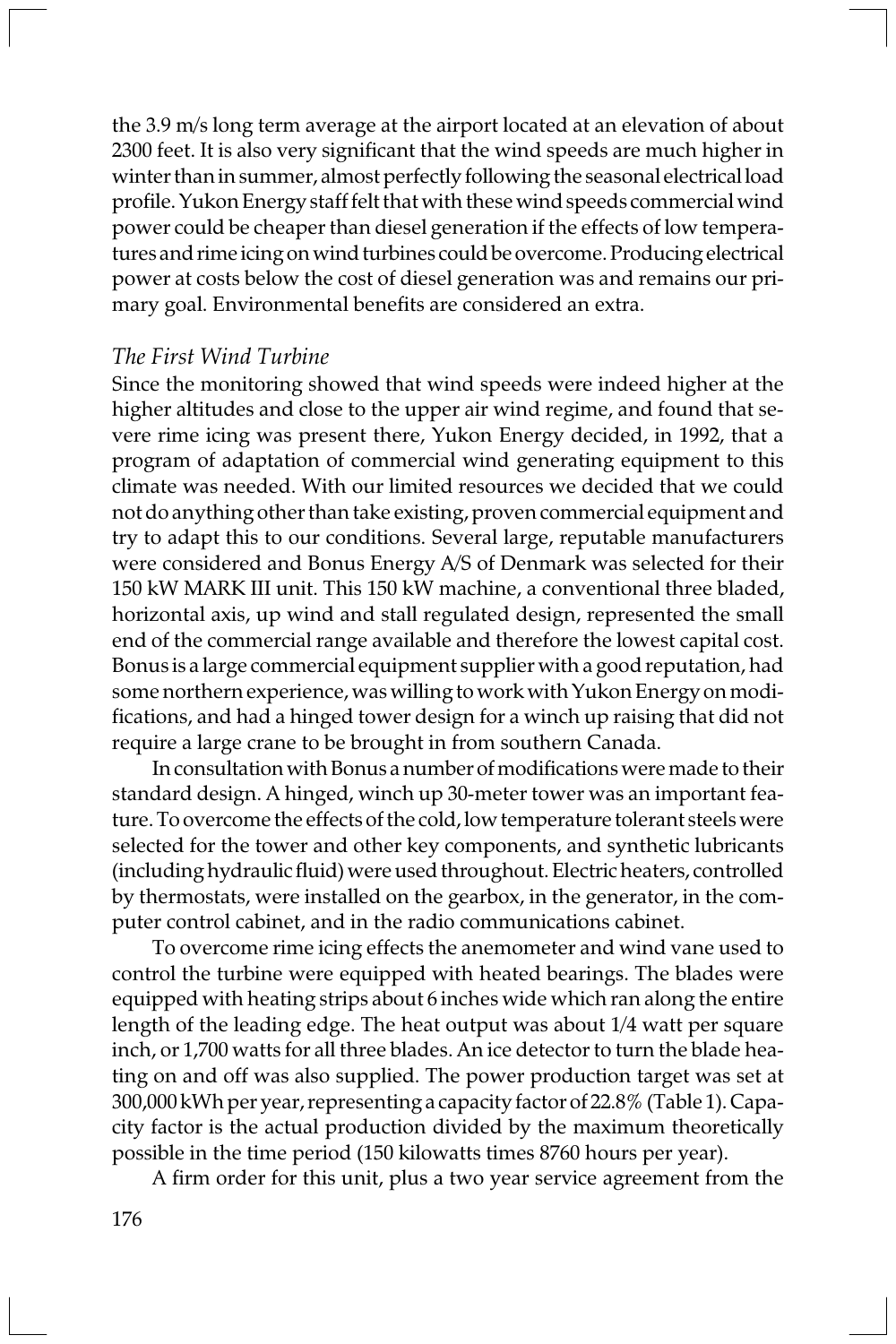the 3.9 m/s long term average at the airport located at an elevation of about 2300 feet. It is also very significant that the wind speeds are much higher in winter than in summer, almost perfectly following the seasonal electrical load profile. Yukon Energy staff felt that with these wind speeds commercial wind power could be cheaper than diesel generation if the effects of low temperatures and rime icing on wind turbines could be overcome. Producing electrical power at costs below the cost of diesel generation was and remains our primary goal. Environmental benefits are considered an extra.

*The First Wind Turbine*

Since the monitoring showed that wind speeds were indeed higher at the higher altitudes and close to the upper air wind regime, and found that severe rime icing was present there, Yukon Energy decided, in 1992, that a program of adaptation of commercial wind generating equipment to this climate was needed. With our limited resources we decided that we could not do anything other than take existing, proven commercial equipment and try to adapt this to our conditions. Several large, reputable manufacturers were considered and Bonus Energy A/S of Denmark was selected for their 150 kW MARK III unit. This 150 kW machine, a conventional three bladed, horizontal axis, up wind and stall regulated design, represented the small end of the commercial range available and therefore the lowest capital cost. Bonus is a large commercial equipment supplier with a good reputation, had some northern experience, was willing to work with Yukon Energy on modifications, and had a hinged tower design for a winch up raising that did not require a large crane to be brought in from southern Canada.

In consultation with Bonus a number of modifications were made to their standard design. A hinged, winch up 30-meter tower was an important feature. To overcome the effects of the cold, low temperature tolerant steels were selected for the tower and other key components, and synthetic lubricants (including hydraulic fluid) were used throughout. Electric heaters, controlled by thermostats, were installed on the gearbox, in the generator, in the computer control cabinet, and in the radio communications cabinet.

To overcome rime icing effects the anemometer and wind vane used to control the turbine were equipped with heated bearings. The blades were equipped with heating strips about 6 inches wide which ran along the entire length of the leading edge. The heat output was about 1/4 watt per square inch, or 1,700 watts for all three blades. An ice detector to turn the blade heating on and off was also supplied. The power production target was set at 300,000 kWh per year, representing a capacity factor of 22.8% (Table 1). Capacity factor is the actual production divided by the maximum theoretically possible in the time period (150 kilowatts times 8760 hours per year).

A firm order for this unit, plus a two year service agreement from the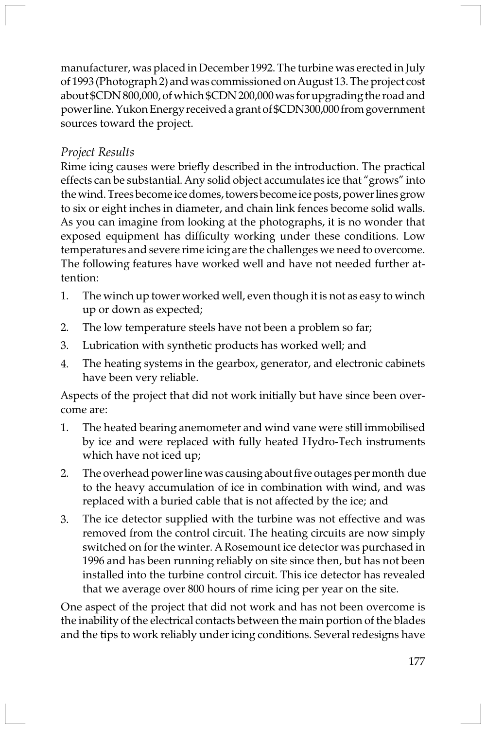manufacturer, was placed in December 1992. The turbine was erected in July of 1993 (Photograph 2) and was commissioned on August 13. The project cost about $CDN 800,000, of which $CDN 200,000 was for upgrading the road and power line. Yukon Energy received a grant of $CDN300,000 from government sources toward the project.

*Project Results*

Rime icing causes were briefly described in the introduction. The practical effects can be substantial. Any solid object accumulates ice that "grows" into the wind. Trees become ice domes, towers become ice posts, power lines grow to six or eight inches in diameter, and chain link fences become solid walls. As you can imagine from looking at the photographs, it is no wonder that exposed equipment has difficulty working under these conditions. Low temperatures and severe rime icing are the challenges we need to overcome. The following features have worked well and have not needed further attention:

1. The winch up tower worked well, even though it is not as easy to winch up or down as expected;
2. The low temperature steels have not been a problem so far;
3. Lubrication with synthetic products has worked well; and
4. The heating systems in the gearbox, generator, and electronic cabinets have been very reliable.

Aspects of the project that did not work initially but have since been overcome are:

1. The heated bearing anemometer and wind vane were still immobilised by ice and were replaced with fully heated Hydro-Tech instruments which have not iced up;
2. The overhead power line was causing about five outages per month due to the heavy accumulation of ice in combination with wind, and was replaced with a buried cable that is not affected by the ice; and
3. The ice detector supplied with the turbine was not effective and was removed from the control circuit. The heating circuits are now simply switched on for the winter. A Rosemount ice detector was purchased in 1996 and has been running reliably on site since then, but has not been installed into the turbine control circuit. This ice detector has revealed that we average over 800 hours of rime icing per year on the site.

One aspect of the project that did not work and has not been overcome is the inability of the electrical contacts between the main portion of the blades and the tips to work reliably under icing conditions. Several redesigns have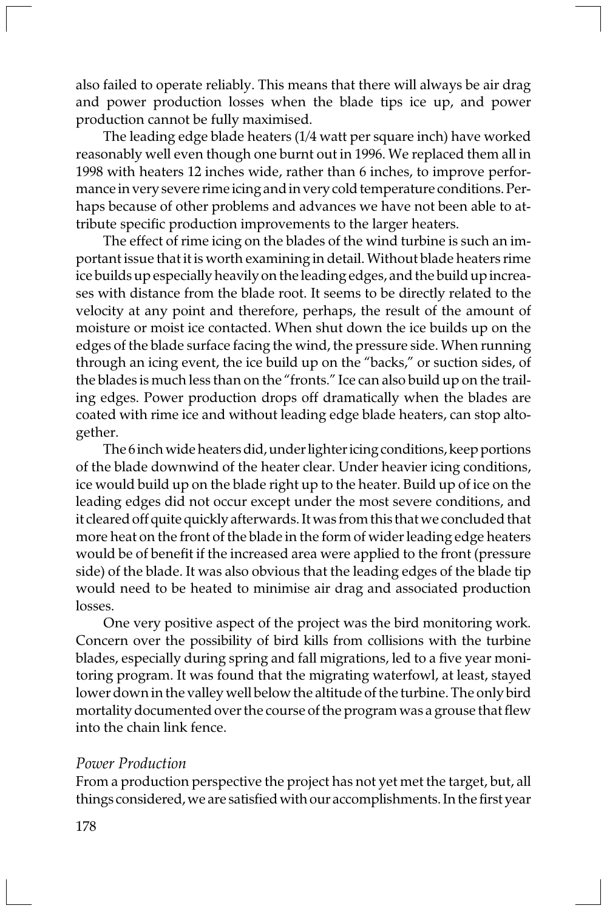also failed to operate reliably. This means that there will always be air drag and power production losses when the blade tips ice up, and power production cannot be fully maximised.

The leading edge blade heaters (1/4 watt per square inch) have worked reasonably well even though one burnt out in 1996. We replaced them all in 1998 with heaters 12 inches wide, rather than 6 inches, to improve performance in very severe rime icing and in very cold temperature conditions. Perhaps because of other problems and advances we have not been able to attribute specific production improvements to the larger heaters.

The effect of rime icing on the blades of the wind turbine is such an important issue that it is worth examining in detail. Without blade heaters rime ice builds up especially heavily on the leading edges, and the build up increases with distance from the blade root. It seems to be directly related to the velocity at any point and therefore, perhaps, the result of the amount of moisture or moist ice contacted. When shut down the ice builds up on the edges of the blade surface facing the wind, the pressure side. When running through an icing event, the ice build up on the "backs," or suction sides, of the blades is much less than on the "fronts." Ice can also build up on the trailing edges. Power production drops off dramatically when the blades are coated with rime ice and without leading edge blade heaters, can stop altogether.

The 6 inch wide heaters did, under lighter icing conditions, keep portions of the blade downwind of the heater clear. Under heavier icing conditions, ice would build up on the blade right up to the heater. Build up of ice on the leading edges did not occur except under the most severe conditions, and it cleared off quite quickly afterwards. It was from this that we concluded that more heat on the front of the blade in the form of wider leading edge heaters would be of benefit if the increased area were applied to the front (pressure side) of the blade. It was also obvious that the leading edges of the blade tip would need to be heated to minimise air drag and associated production losses.

One very positive aspect of the project was the bird monitoring work. Concern over the possibility of bird kills from collisions with the turbine blades, especially during spring and fall migrations, led to a five year monitoring program. It was found that the migrating waterfowl, at least, stayed lower down in the valley well below the altitude of the turbine. The only bird mortality documented over the course of the program was a grouse that flew into the chain link fence.

### *Power Production*

From a production perspective the project has not yet met the target, but, all things considered, we are satisfied with our accomplishments. In the first year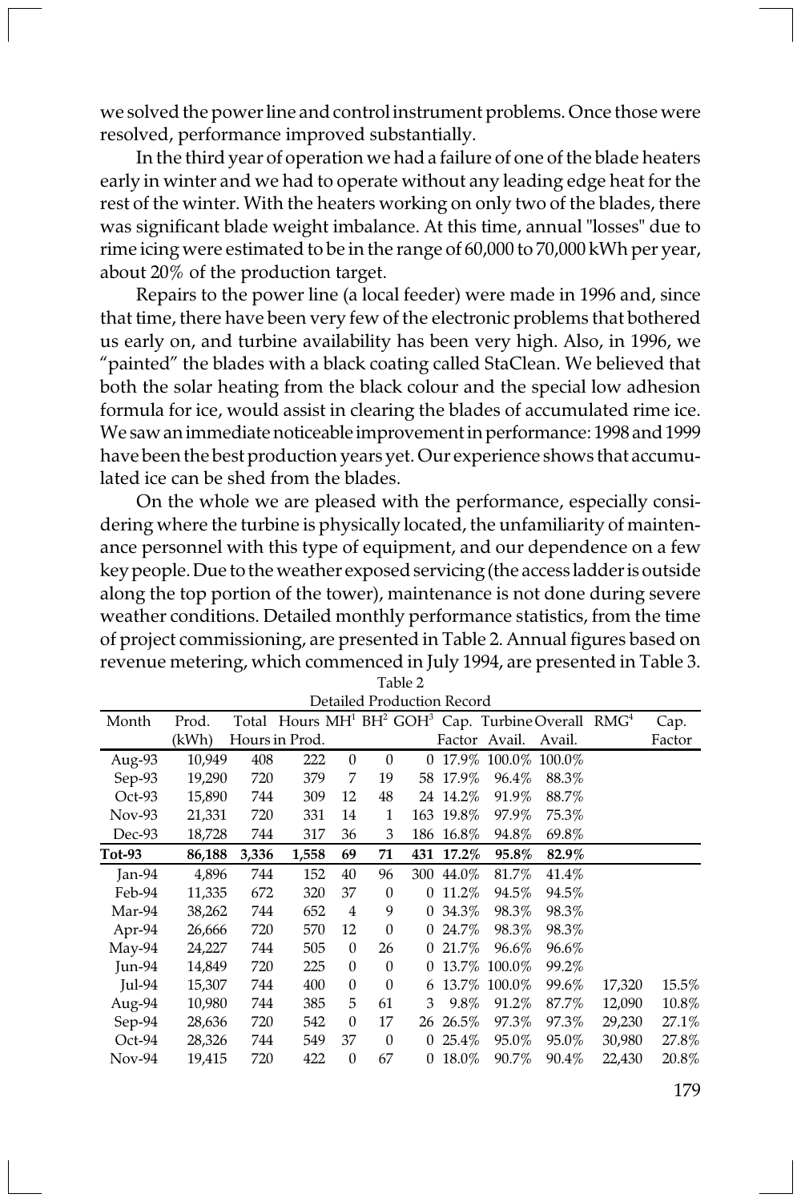we solved the power line and control instrument problems. Once those were resolved, performance improved substantially.

In the third year of operation we had a failure of one of the blade heaters early in winter and we had to operate without any leading edge heat for the rest of the winter. With the heaters working on only two of the blades, there was significant blade weight imbalance. At this time, annual "losses" due to rime icing were estimated to be in the range of 60,000 to 70,000 kWh per year, about 20% of the production target.

Repairs to the power line (a local feeder) were made in 1996 and, since that time, there have been very few of the electronic problems that bothered us early on, and turbine availability has been very high. Also, in 1996, we "painted" the blades with a black coating called StaClean. We believed that both the solar heating from the black colour and the special low adhesion formula for ice, would assist in clearing the blades of accumulated rime ice. We saw an immediate noticeable improvement in performance: 1998 and 1999 have been the best production years yet. Our experience shows that accumulated ice can be shed from the blades.

On the whole we are pleased with the performance, especially considering where the turbine is physically located, the unfamiliarity of maintenance personnel with this type of equipment, and our dependence on a few key people. Due to the weather exposed servicing (the access ladder is outside along the top portion of the tower), maintenance is not done during severe weather conditions. Detailed monthly performance statistics, from the time of project commissioning, are presented in Table 2. Annual figures based on revenue metering, which commenced in July 1994, are presented in Table 3.

Table 2
Detailed Production Record

| Month | Prod. (kWh) | Total Hours | Hours in Prod. | MH[1] | BH[2] | GOH[3] | Cap. Factor | Turbine Avail. | Overall Avail. | RMG[4] | Cap. Factor |
|---|---|---|---|---|---|---|---|---|---|---|---|
| Aug-93 | 10,949 | 408 | 222 | 0 | 0 | 0 | 17.9% | 100.0% | 100.0% | | |
| Sep-93 | 19,290 | 720 | 379 | 7 | 19 | 58 | 17.9% | 96.4% | 88.3% | | |
| Oct-93 | 15,890 | 744 | 309 | 12 | 48 | 24 | 14.2% | 91.9% | 88.7% | | |
| Nov-93 | 21,331 | 720 | 331 | 14 | 1 | 163 | 19.8% | 97.9% | 75.3% | | |
| Dec-93 | 18,728 | 744 | 317 | 36 | 3 | 186 | 16.8% | 94.8% | 69.8% | | |
| **Tot-93** | **86,188** | **3,336** | **1,558** | **69** | **71** | **431** | **17.2%** | **95.8%** | **82.9%** | | |
| Jan-94 | 4,896 | 744 | 152 | 40 | 96 | 300 | 44.0% | 81.7% | 41.4% | | |
| Feb-94 | 11,335 | 672 | 320 | 37 | 0 | 0 | 11.2% | 94.5% | 94.5% | | |
| Mar-94 | 38,262 | 744 | 652 | 4 | 9 | 0 | 34.3% | 98.3% | 98.3% | | |
| Apr-94 | 26,666 | 720 | 570 | 12 | 0 | 0 | 24.7% | 98.3% | 98.3% | | |
| May-94 | 24,227 | 744 | 505 | 0 | 26 | 0 | 21.7% | 96.6% | 96.6% | | |
| Jun-94 | 14,849 | 720 | 225 | 0 | 0 | 0 | 13.7% | 100.0% | 99.2% | | |
| Jul-94 | 15,307 | 744 | 400 | 0 | 0 | 6 | 13.7% | 100.0% | 99.6% | 17,320 | 15.5% |
| Aug-94 | 10,980 | 744 | 385 | 5 | 61 | 3 | 9.8% | 91.2% | 87.7% | 12,090 | 10.8% |
| Sep-94 | 28,636 | 720 | 542 | 0 | 17 | 26 | 26.5% | 97.3% | 97.3% | 29,230 | 27.1% |
| Oct-94 | 28,326 | 744 | 549 | 37 | 0 | 0 | 25.4% | 95.0% | 95.0% | 30,980 | 27.8% |
| Nov-94 | 19,415 | 720 | 422 | 0 | 67 | 0 | 18.0% | 90.7% | 90.4% | 22,430 | 20.8% |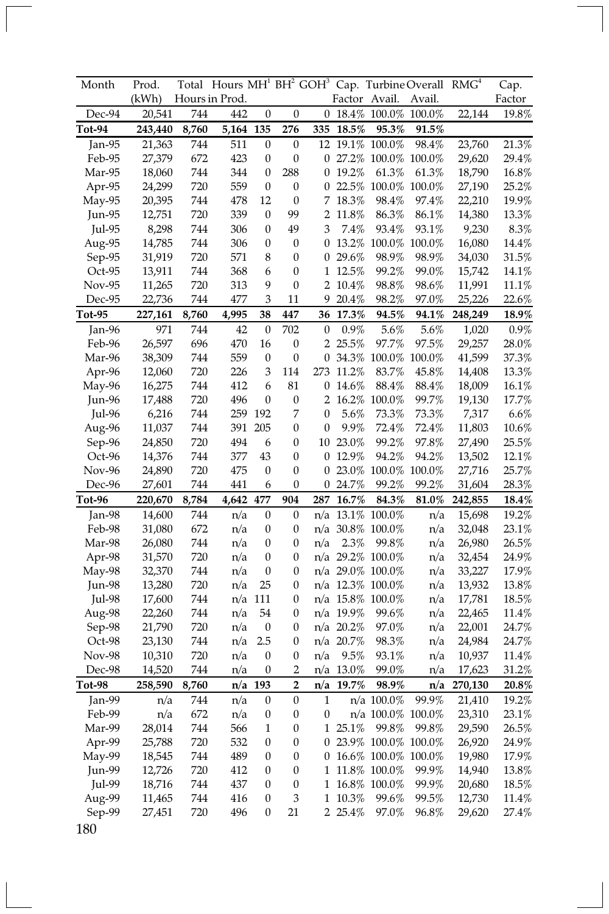| Month | Prod. (kWh) | Total Hours | Hours in Prod. | MH[1] | BH[2] | GOH[3] | Cap. Factor | Turbine Avail. | Overall Avail. | RMG[4] | Cap. Factor |
|---|---|---|---|---|---|---|---|---|---|---|---|
| Dec-94 | 20,541 | 744 | 442 | 0 | 0 | 0 | 18.4% | 100.0% | 100.0% | 22,144 | 19.8% |
| **Tot-94** | **243,440** | **8,760** | **5,164** | **135** | **276** | **335** | **18.5%** | **95.3%** | **91.5%** | | |
| Jan-95 | 21,363 | 744 | 511 | 0 | 0 | 12 | 19.1% | 100.0% | 98.4% | 23,760 | 21.3% |
| Feb-95 | 27,379 | 672 | 423 | 0 | 0 | 0 | 27.2% | 100.0% | 100.0% | 29,620 | 29.4% |
| Mar-95 | 18,060 | 744 | 344 | 0 | 288 | 0 | 19.2% | 61.3% | 61.3% | 18,790 | 16.8% |
| Apr-95 | 24,299 | 720 | 559 | 0 | 0 | 0 | 22.5% | 100.0% | 100.0% | 27,190 | 25.2% |
| May-95 | 20,395 | 744 | 478 | 12 | 0 | 7 | 18.3% | 98.4% | 97.4% | 22,210 | 19.9% |
| Jun-95 | 12,751 | 720 | 339 | 0 | 99 | 2 | 11.8% | 86.3% | 86.1% | 14,380 | 13.3% |
| Jul-95 | 8,298 | 744 | 306 | 0 | 49 | 3 | 7.4% | 93.4% | 93.1% | 9,230 | 8.3% |
| Aug-95 | 14,785 | 744 | 306 | 0 | 0 | 0 | 13.2% | 100.0% | 100.0% | 16,080 | 14.4% |
| Sep-95 | 31,919 | 720 | 571 | 8 | 0 | 0 | 29.6% | 98.9% | 98.9% | 34,030 | 31.5% |
| Oct-95 | 13,911 | 744 | 368 | 6 | 0 | 1 | 12.5% | 99.2% | 99.0% | 15,742 | 14.1% |
| Nov-95 | 11,265 | 720 | 313 | 9 | 0 | 2 | 10.4% | 98.8% | 98.6% | 11,991 | 11.1% |
| Dec-95 | 22,736 | 744 | 477 | 3 | 11 | 9 | 20.4% | 98.2% | 97.0% | 25,226 | 22.6% |
| **Tot-95** | **227,161** | **8,760** | **4,995** | **38** | **447** | **36** | **17.3%** | **94.5%** | **94.1%** | **248,249** | **18.9%** |
| Jan-96 | 971 | 744 | 42 | 0 | 702 | 0 | 0.9% | 5.6% | 5.6% | 1,020 | 0.9% |
| Feb-96 | 26,597 | 696 | 470 | 16 | 0 | 2 | 25.5% | 97.7% | 97.5% | 29,257 | 28.0% |
| Mar-96 | 38,309 | 744 | 559 | 0 | 0 | 0 | 34.3% | 100.0% | 100.0% | 41,599 | 37.3% |
| Apr-96 | 12,060 | 720 | 226 | 3 | 114 | 273 | 11.2% | 83.7% | 45.8% | 14,408 | 13.3% |
| May-96 | 16,275 | 744 | 412 | 6 | 81 | 0 | 14.6% | 88.4% | 88.4% | 18,009 | 16.1% |
| Jun-96 | 17,488 | 720 | 496 | 0 | 0 | 2 | 16.2% | 100.0% | 99.7% | 19,130 | 17.7% |
| Jul-96 | 6,216 | 744 | 259 | 192 | 7 | 0 | 5.6% | 73.3% | 73.3% | 7,317 | 6.6% |
| Aug-96 | 11,037 | 744 | 391 | 205 | 0 | 0 | 9.9% | 72.4% | 72.4% | 11,803 | 10.6% |
| Sep-96 | 24,850 | 720 | 494 | 6 | 0 | 10 | 23.0% | 99.2% | 97.8% | 27,490 | 25.5% |
| Oct-96 | 14,376 | 744 | 377 | 43 | 0 | 0 | 12.9% | 94.2% | 94.2% | 13,502 | 12.1% |
| Nov-96 | 24,890 | 720 | 475 | 0 | 0 | 0 | 23.0% | 100.0% | 100.0% | 27,716 | 25.7% |
| Dec-96 | 27,601 | 744 | 441 | 6 | 0 | 0 | 24.7% | 99.2% | 99.2% | 31,604 | 28.3% |
| **Tot-96** | **220,670** | **8,784** | **4,642** | **477** | **904** | **287** | **16.7%** | **84.3%** | **81.0%** | **242,855** | **18.4%** |
| Jan-98 | 14,600 | 744 | n/a | 0 | 0 | n/a | 13.1% | 100.0% | n/a | 15,698 | 19.2% |
| Feb-98 | 31,080 | 672 | n/a | 0 | 0 | n/a | 30.8% | 100.0% | n/a | 32,048 | 23.1% |
| Mar-98 | 26,080 | 744 | n/a | 0 | 0 | n/a | 2.3% | 99.8% | n/a | 26,980 | 26.5% |
| Apr-98 | 31,570 | 720 | n/a | 0 | 0 | n/a | 29.2% | 100.0% | n/a | 32,454 | 24.9% |
| May-98 | 32,370 | 744 | n/a | 0 | 0 | n/a | 29.0% | 100.0% | n/a | 33,227 | 17.9% |
| Jun-98 | 13,280 | 720 | n/a | 25 | 0 | n/a | 12.3% | 100.0% | n/a | 13,932 | 13.8% |
| Jul-98 | 17,600 | 744 | n/a | 111 | 0 | n/a | 15.8% | 100.0% | n/a | 17,781 | 18.5% |
| Aug-98 | 22,260 | 744 | n/a | 54 | 0 | n/a | 19.9% | 99.6% | n/a | 22,465 | 11.4% |
| Sep-98 | 21,790 | 720 | n/a | 0 | 0 | n/a | 20.2% | 97.0% | n/a | 22,001 | 24.7% |
| Oct-98 | 23,130 | 744 | n/a | 2.5 | 0 | n/a | 20.7% | 98.3% | n/a | 24,984 | 24.7% |
| Nov-98 | 10,310 | 720 | n/a | 0 | 0 | n/a | 9.5% | 93.1% | n/a | 10,937 | 11.4% |
| Dec-98 | 14,520 | 744 | n/a | 0 | 2 | n/a | 13.0% | 99.0% | n/a | 17,623 | 31.2% |
| **Tot-98** | **258,590** | **8,760** | **n/a** | **193** | **2** | **n/a** | **19.7%** | **98.9%** | **n/a** | **270,130** | **20.8%** |
| Jan-99 | n/a | 744 | n/a | 0 | 0 | 1 | n/a | 100.0% | 99.9% | 21,410 | 19.2% |
| Feb-99 | n/a | 672 | n/a | 0 | 0 | 0 | n/a | 100.0% | 100.0% | 23,310 | 23.1% |
| Mar-99 | 28,014 | 744 | 566 | 1 | 0 | 1 | 25.1% | 99.8% | 99.8% | 29,590 | 26.5% |
| Apr-99 | 25,788 | 720 | 532 | 0 | 0 | 0 | 23.9% | 100.0% | 100.0% | 26,920 | 24.9% |
| May-99 | 18,545 | 744 | 489 | 0 | 0 | 0 | 16.6% | 100.0% | 100.0% | 19,980 | 17.9% |
| Jun-99 | 12,726 | 720 | 412 | 0 | 0 | 1 | 11.8% | 100.0% | 99.9% | 14,940 | 13.8% |
| Jul-99 | 18,716 | 744 | 437 | 0 | 0 | 1 | 16.8% | 100.0% | 99.9% | 20,680 | 18.5% |
| Aug-99 | 11,465 | 744 | 416 | 0 | 3 | 1 | 10.3% | 99.6% | 99.5% | 12,730 | 11.4% |
| Sep-99 | 27,451 | 720 | 496 | 0 | 21 | 2 | 25.4% | 97.0% | 96.8% | 29,620 | 27.4% |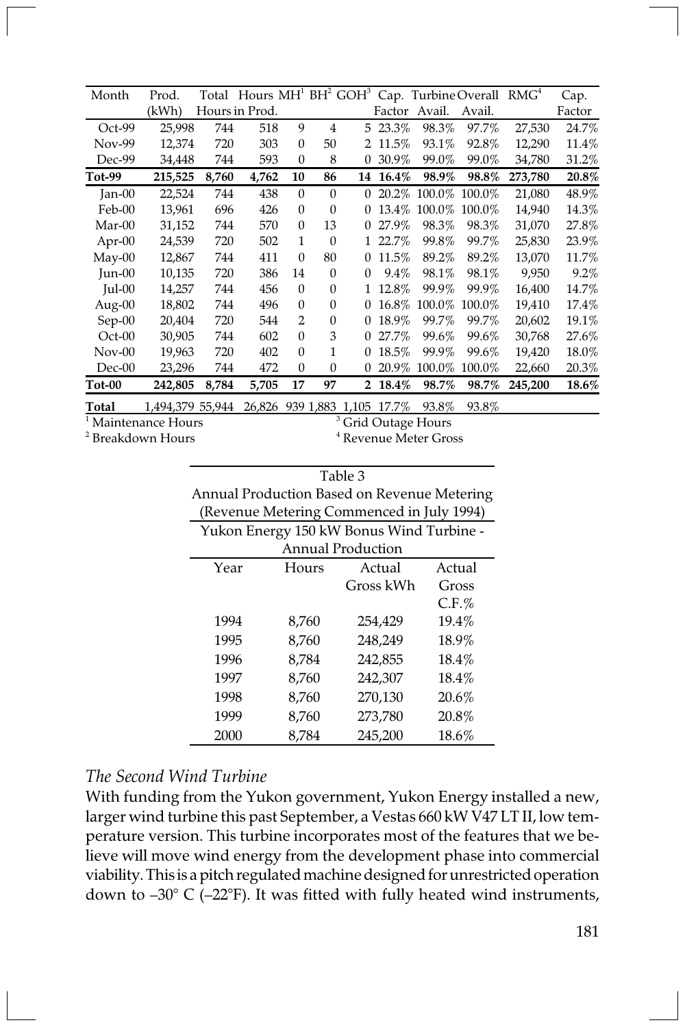| Month | Prod. (kWh) | Total Hours | Hours in Prod. | MH[1] | BH[2] | GOH[3] | Cap. Factor | Turbine Avail. | Overall Avail. | RMG[4] | Cap. Factor |
|---|---|---|---|---|---|---|---|---|---|---|---|
| Oct-99 | 25,998 | 744 | 518 | 9 | 4 | 5 | 23.3% | 98.3% | 97.7% | 27,530 | 24.7% |
| Nov-99 | 12,374 | 720 | 303 | 0 | 50 | 2 | 11.5% | 93.1% | 92.8% | 12,290 | 11.4% |
| Dec-99 | 34,448 | 744 | 593 | 0 | 8 | 0 | 30.9% | 99.0% | 99.0% | 34,780 | 31.2% |
| **Tot-99** | **215,525** | **8,760** | **4,762** | **10** | **86** | **14** | **16.4%** | **98.9%** | **98.8%** | **273,780** | **20.8%** |
| Jan-00 | 22,524 | 744 | 438 | 0 | 0 | 0 | 20.2% | 100.0% | 100.0% | 21,080 | 48.9% |
| Feb-00 | 13,961 | 696 | 426 | 0 | 0 | 0 | 13.4% | 100.0% | 100.0% | 14,940 | 14.3% |
| Mar-00 | 31,152 | 744 | 570 | 0 | 13 | 0 | 27.9% | 98.3% | 98.3% | 31,070 | 27.8% |
| Apr-00 | 24,539 | 720 | 502 | 1 | 0 | 1 | 22.7% | 99.8% | 99.7% | 25,830 | 23.9% |
| May-00 | 12,867 | 744 | 411 | 0 | 80 | 0 | 11.5% | 89.2% | 89.2% | 13,070 | 11.7% |
| Jun-00 | 10,135 | 720 | 386 | 14 | 0 | 0 | 9.4% | 98.1% | 98.1% | 9,950 | 9.2% |
| Jul-00 | 14,257 | 744 | 456 | 0 | 0 | 1 | 12.8% | 99.9% | 99.9% | 16,400 | 14.7% |
| Aug-00 | 18,802 | 744 | 496 | 0 | 0 | 0 | 16.8% | 100.0% | 100.0% | 19,410 | 17.4% |
| Sep-00 | 20,404 | 720 | 544 | 2 | 0 | 0 | 18.9% | 99.7% | 99.7% | 20,602 | 19.1% |
| Oct-00 | 30,905 | 744 | 602 | 0 | 3 | 0 | 27.7% | 99.6% | 99.6% | 30,768 | 27.6% |
| Nov-00 | 19,963 | 720 | 402 | 0 | 1 | 0 | 18.5% | 99.9% | 99.6% | 19,420 | 18.0% |
| Dec-00 | 23,296 | 744 | 472 | 0 | 0 | 0 | 20.9% | 100.0% | 100.0% | 22,660 | 20.3% |
| **Tot-00** | **242,805** | **8,784** | **5,705** | **17** | **97** | **2** | **18.4%** | **98.7%** | **98.7%** | **245,200** | **18.6%** |
| **Total** | 1,494,379 | 55,944 | 26,826 | 939 | 1,883 | 1,105 | 17.7% | 93.8% | 93.8% | | |

[1] Maintenance Hours
[2] Breakdown Hours
[3] Grid Outage Hours
[4] Revenue Meter Gross

Table 3
Annual Production Based on Revenue Metering
(Revenue Metering Commenced in July 1994)

Yukon Energy 150 kW Bonus Wind Turbine - Annual Production

| Year | Hours | Actual Gross kWh | Actual Gross C.F.% |
|---|---|---|---|
| 1994 | 8,760 | 254,429 | 19.4% |
| 1995 | 8,760 | 248,249 | 18.9% |
| 1996 | 8,784 | 242,855 | 18.4% |
| 1997 | 8,760 | 242,307 | 18.4% |
| 1998 | 8,760 | 270,130 | 20.6% |
| 1999 | 8,760 | 273,780 | 20.8% |
| 2000 | 8,784 | 245,200 | 18.6% |

### *The Second Wind Turbine*

With funding from the Yukon government, Yukon Energy installed a new, larger wind turbine this past September, a Vestas 660 kW V47 LT II, low temperature version. This turbine incorporates most of the features that we believe will move wind energy from the development phase into commercial viability. This is a pitch regulated machine designed for unrestricted operation down to –30° C (–22°F). It was fitted with fully heated wind instruments,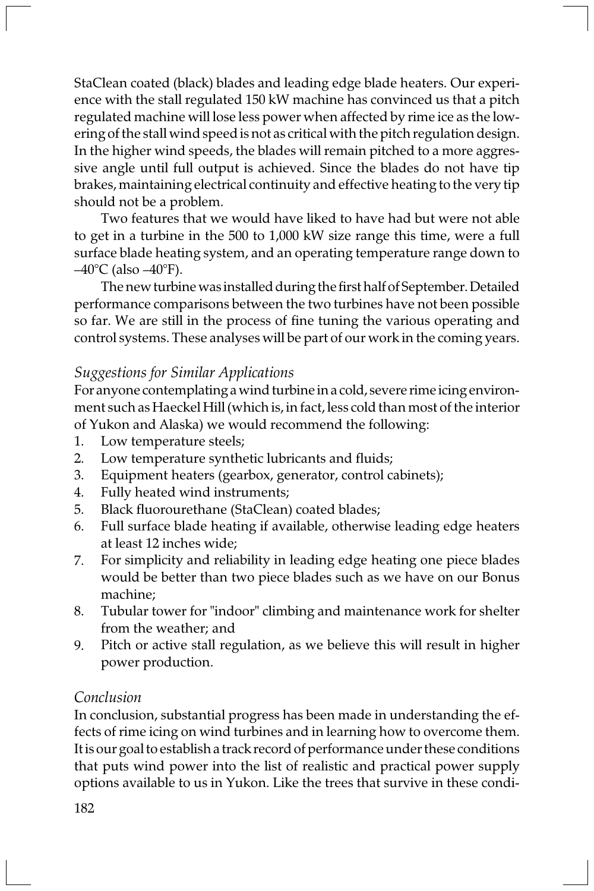StaClean coated (black) blades and leading edge blade heaters. Our experience with the stall regulated 150 kW machine has convinced us that a pitch regulated machine will lose less power when affected by rime ice as the lowering of the stall wind speed is not as critical with the pitch regulation design. In the higher wind speeds, the blades will remain pitched to a more aggressive angle until full output is achieved. Since the blades do not have tip brakes, maintaining electrical continuity and effective heating to the very tip should not be a problem.

Two features that we would have liked to have had but were not able to get in a turbine in the 500 to 1,000 kW size range this time, were a full surface blade heating system, and an operating temperature range down to –40°C (also –40°F).

The new turbine was installed during the first half of September. Detailed performance comparisons between the two turbines have not been possible so far. We are still in the process of fine tuning the various operating and control systems. These analyses will be part of our work in the coming years.

### *Suggestions for Similar Applications*

For anyone contemplating a wind turbine in a cold, severe rime icing environment such as Haeckel Hill (which is, in fact, less cold than most of the interior of Yukon and Alaska) we would recommend the following:

1. Low temperature steels;
2. Low temperature synthetic lubricants and fluids;
3. Equipment heaters (gearbox, generator, control cabinets);
4. Fully heated wind instruments;
5. Black fluorourethane (StaClean) coated blades;
6. Full surface blade heating if available, otherwise leading edge heaters at least 12 inches wide;
7. For simplicity and reliability in leading edge heating one piece blades would be better than two piece blades such as we have on our Bonus machine;
8. Tubular tower for "indoor" climbing and maintenance work for shelter from the weather; and
9. Pitch or active stall regulation, as we believe this will result in higher power production.

### *Conclusion*

In conclusion, substantial progress has been made in understanding the effects of rime icing on wind turbines and in learning how to overcome them. It is our goal to establish a track record of performance under these conditions that puts wind power into the list of realistic and practical power supply options available to us in Yukon. Like the trees that survive in these condi-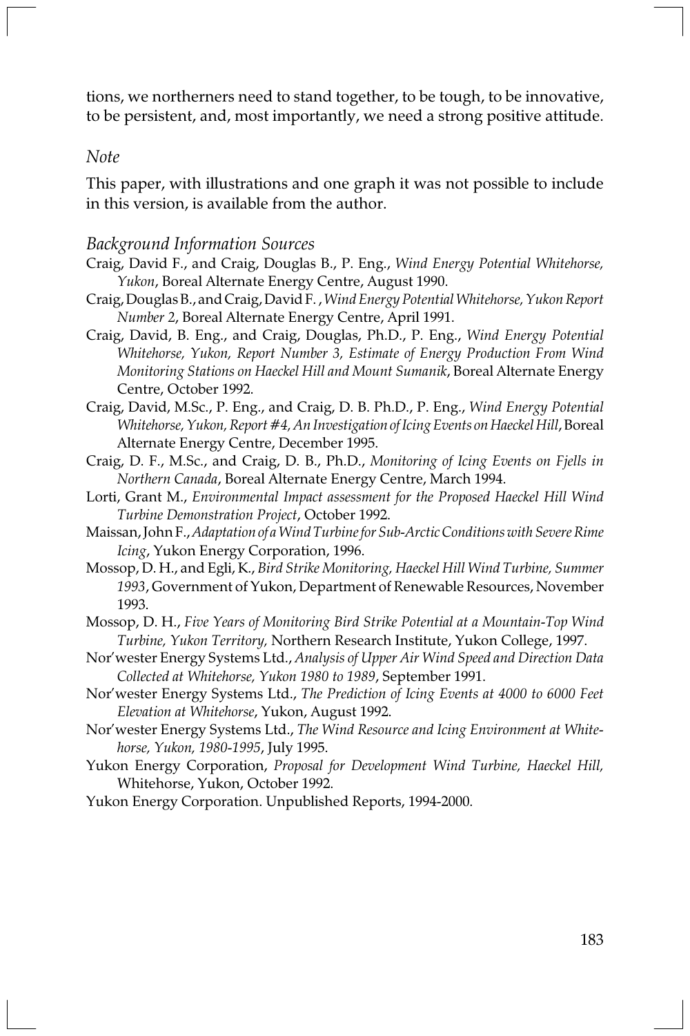tions, we northerners need to stand together, to be tough, to be innovative, to be persistent, and, most importantly, we need a strong positive attitude.

### *Note*

This paper, with illustrations and one graph it was not possible to include in this version, is available from the author.

### *Background Information Sources*

Craig, David F., and Craig, Douglas B., P. Eng., *Wind Energy Potential Whitehorse, Yukon*, Boreal Alternate Energy Centre, August 1990.

Craig, Douglas B., and Craig, David F. , *Wind Energy Potential Whitehorse, Yukon Report Number 2*, Boreal Alternate Energy Centre, April 1991.

Craig, David, B. Eng., and Craig, Douglas, Ph.D., P. Eng., *Wind Energy Potential Whitehorse, Yukon, Report Number 3, Estimate of Energy Production From Wind Monitoring Stations on Haeckel Hill and Mount Sumanik*, Boreal Alternate Energy Centre, October 1992.

Craig, David, M.Sc., P. Eng., and Craig, D. B. Ph.D., P. Eng., *Wind Energy Potential Whitehorse, Yukon, Report #4, An Investigation of Icing Events on Haeckel Hill*, Boreal Alternate Energy Centre, December 1995.

Craig, D. F., M.Sc., and Craig, D. B., Ph.D., *Monitoring of Icing Events on Fjells in Northern Canada*, Boreal Alternate Energy Centre, March 1994.

Lorti, Grant M., *Environmental Impact assessment for the Proposed Haeckel Hill Wind Turbine Demonstration Project*, October 1992.

Maissan, John F., *Adaptation of a Wind Turbine for Sub-Arctic Conditions with Severe Rime Icing*, Yukon Energy Corporation, 1996.

Mossop, D. H., and Egli, K., *Bird Strike Monitoring, Haeckel Hill Wind Turbine, Summer 1993*, Government of Yukon, Department of Renewable Resources, November 1993.

Mossop, D. H., *Five Years of Monitoring Bird Strike Potential at a Mountain-Top Wind Turbine, Yukon Territory,* Northern Research Institute, Yukon College, 1997.

Nor'wester Energy Systems Ltd., *Analysis of Upper Air Wind Speed and Direction Data Collected at Whitehorse, Yukon 1980 to 1989*, September 1991.

Nor'wester Energy Systems Ltd., *The Prediction of Icing Events at 4000 to 6000 Feet Elevation at Whitehorse*, Yukon, August 1992.

Nor'wester Energy Systems Ltd., *The Wind Resource and Icing Environment at Whitehorse, Yukon, 1980-1995*, July 1995.

Yukon Energy Corporation, *Proposal for Development Wind Turbine, Haeckel Hill,* Whitehorse, Yukon, October 1992.

Yukon Energy Corporation. Unpublished Reports, 1994-2000.